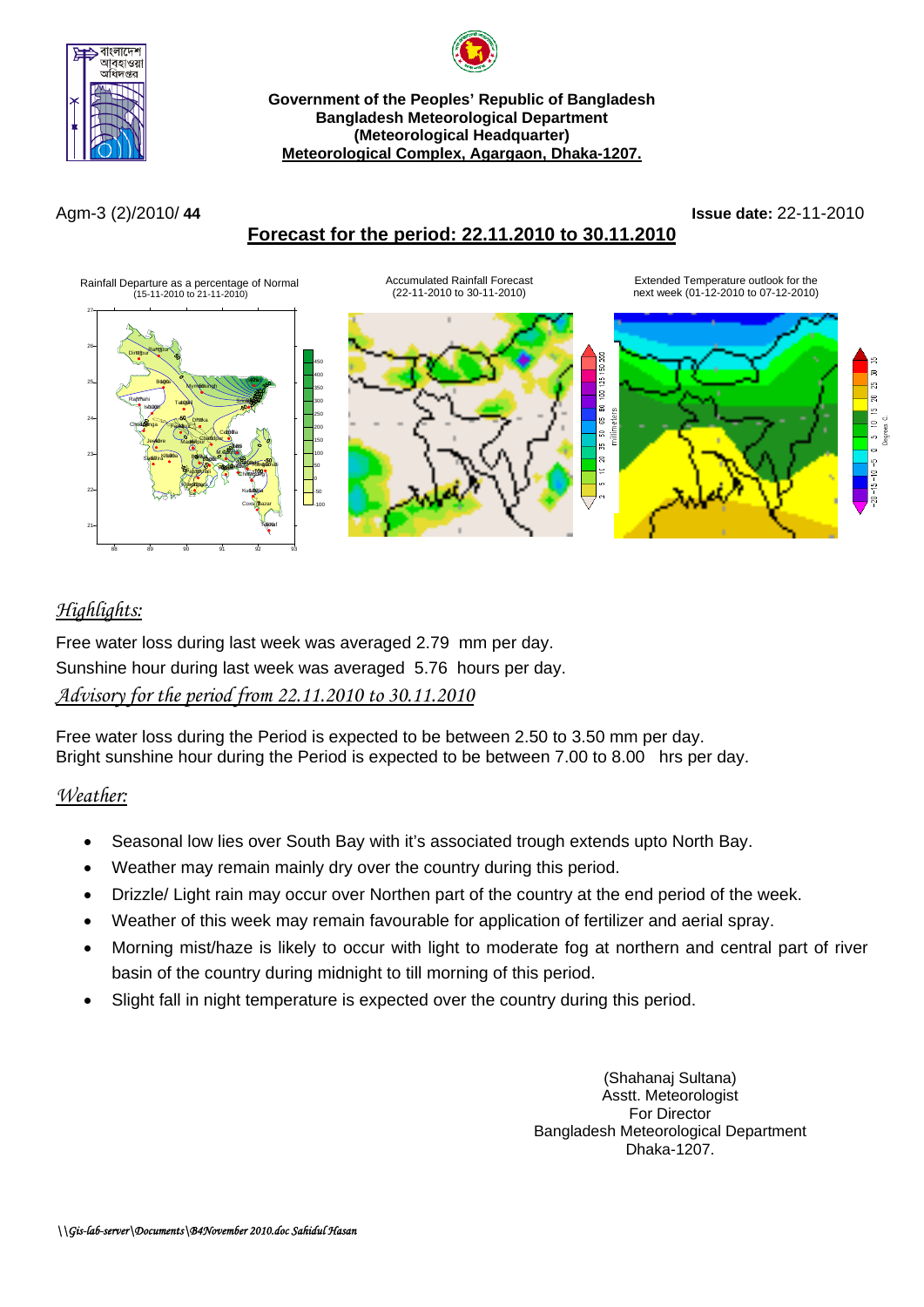**Government of the Peoples' Republic of Bangladesh**
**Bangladesh Meteorological Department**
**(Meteorological Headquarter)**
**Meteorological Complex, Agargaon, Dhaka-1207.**

Agm-3 (2)/2010/ **44** **Issue date:** 22-11-2010

## Forecast for the period: 22.11.2010 to 30.11.2010

Rainfall Departure as a percentage of Normal (15-11-2010 to 21-11-2010)

Accumulated Rainfall Forecast (22-11-2010 to 30-11-2010)

Extended Temperature outlook for the next week (01-12-2010 to 07-12-2010)

### *Highlights:*

Free water loss during last week was averaged 2.79 mm per day.
Sunshine hour during last week was averaged 5.76 hours per day.

### *Advisory for the period from 22.11.2010 to 30.11.2010*

Free water loss during the Period is expected to be between 2.50 to 3.50 mm per day.
Bright sunshine hour during the Period is expected to be between 7.00 to 8.00 hrs per day.

### *Weather:*

- Seasonal low lies over South Bay with it's associated trough extends upto North Bay.
- Weather may remain mainly dry over the country during this period.
- Drizzle/ Light rain may occur over Northen part of the country at the end period of the week.
- Weather of this week may remain favourable for application of fertilizer and aerial spray.
- Morning mist/haze is likely to occur with light to moderate fog at northern and central part of river basin of the country during midnight to till morning of this period.
- Slight fall in night temperature is expected over the country during this period.

(Shahanaj Sultana)
Asstt. Meteorologist
For Director
Bangladesh Meteorological Department
Dhaka-1207.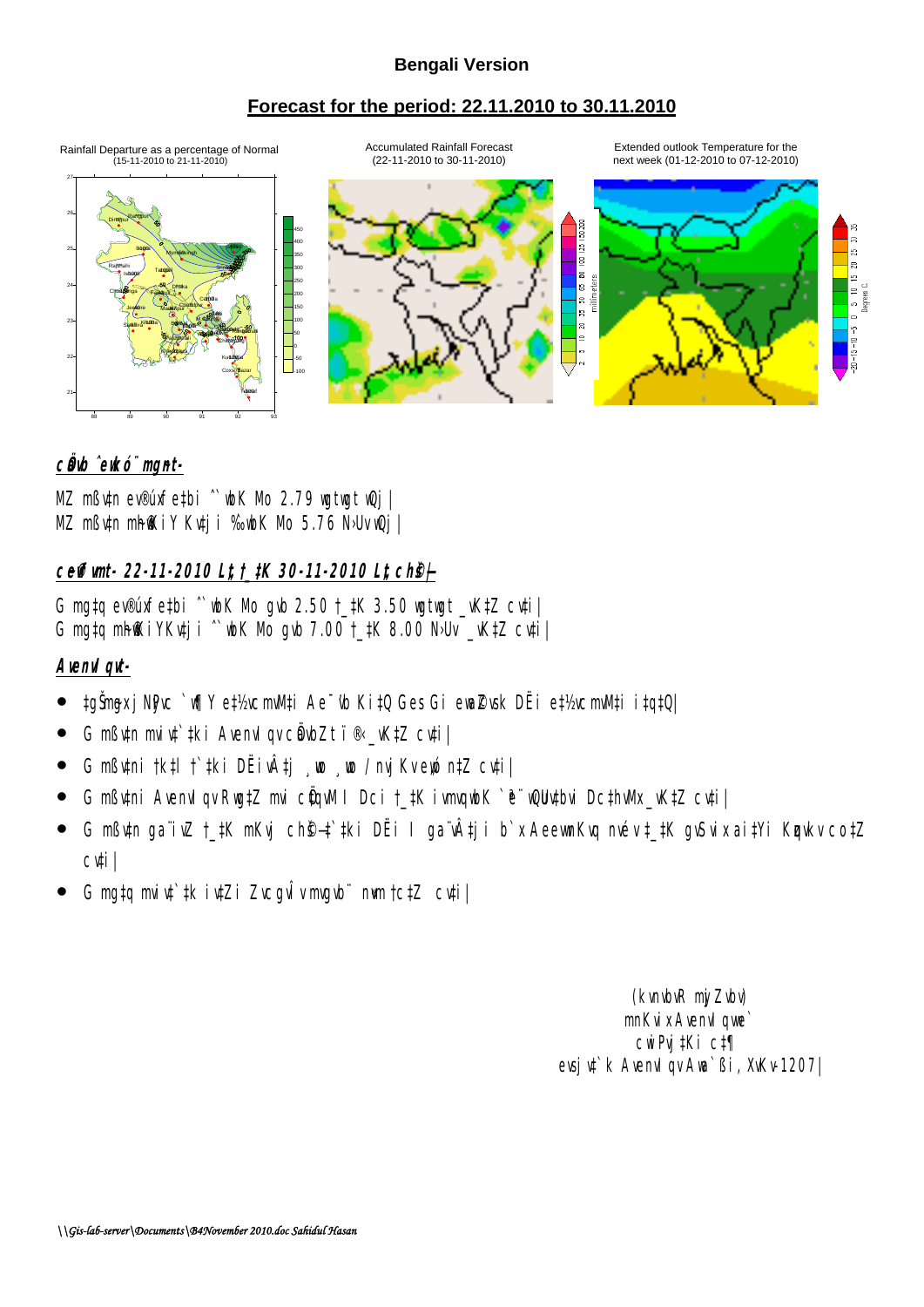**Bengali Version**

## Forecast for the period: 22.11.2010 to 30.11.2010

Rainfall Departure as a percentage of Normal (15-11-2010 to 21-11-2010)

Accumulated Rainfall Forecast (22-11-2010 to 30-11-2010)

Extended outlook Temperature for the next week (01-12-2010 to 07-12-2010)

### c**Ö**ev ©ewkó¨ mg~n-

MZ mßv‡n ev®úxf‡bi ˆ`wbK Mo 2.79 wgtwgt wQj|
MZ mßv‡n m~h©wKiY Kv‡ji ‰`wbK Mo 5.76 N›Uv wQj|

### c**e©**vfvm- 22-11-2010 L¡t †_‡K 30-11-2010 L¡t ch©š—

G mg‡q ev®úxf‡bi ˆ`wbK Mo gvb 2.50 †_‡K 3.50 wgtwgt _vK‡Z cv‡i|
G mg‡q m~h©wKiYKv‡ji ˆ`wbK Mo gvb 7.00 †_‡K 8.00 N›Uv _vK‡Z cv‡i|

### Avenvl qv-

- ‡gŠmyxj NJvc `w¶Y e‡½vcmvM‡i Ae¯'vb Ki‡Q Ges Gi ewa©Zvsk DËi e‡½vcmvM‡i i‡q‡Q|
- G mßv‡n mviv‡`‡ki Avenvl qv cÖ`vbZt ï®‹ _vK‡Z cv‡i|
- G mßv‡ni †k‡l †`‡ki DËivÂ‡j ¸wo ¸wo / nvj Kv ew®ó n‡Z cv‡i|
- G mßv‡ni Avenvl qv Rwg‡Z mvi cÖ‡qvM I Dci †_‡K ivmvqwbK `ª‡e¨ wQUv‡bvi Dc‡hvMx _vK‡Z cv‡i|
- G mßv‡n ga¨iv‡Z †_‡K mKvj ch©š—‡`‡ki DËi I ga¨vÂ‡ji b`x AeevwnKvq nvév †_‡K gvSvix ai‡Yi Kzqvkv co‡Z cv‡i|
- G mg‡q mviv‡`‡k iv‡Zi ZvcgvÎv mvgvb¨ nªvm †c‡Z cv‡i|

(kvnvbvR mjyZvbv)
mnKvix Avenvl qwe`
cwiPvj‡Ki c‡¶
evsjv‡`k Avenvl qv Awa`ßi, XvKv-1207|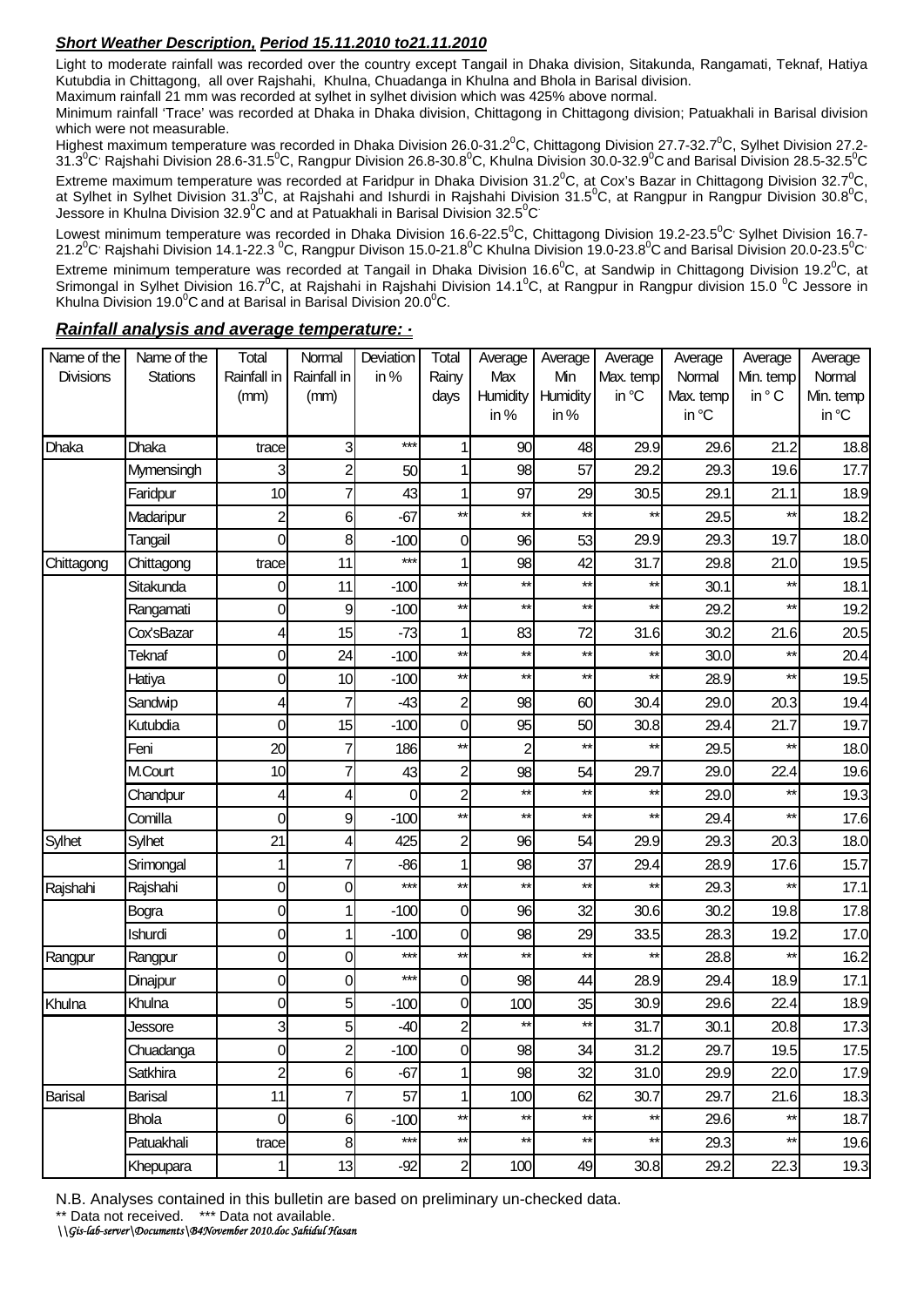***Short Weather Description, Period 15.11.2010 to21.11.2010***

Light to moderate rainfall was recorded over the country except Tangail in Dhaka division, Sitakunda, Rangamati, Teknaf, Hatiya Kutubdia in Chittagong, all over Rajshahi, Khulna, Chuadanga in Khulna and Bhola in Barisal division.

Maximum rainfall 21 mm was recorded at sylhet in sylhet division which was 425% above normal.

Minimum rainfall 'Trace' was recorded at Dhaka in Dhaka division, Chittagong in Chittagong division; Patuakhali in Barisal division which were not measurable.

Highest maximum temperature was recorded in Dhaka Division 26.0-31.2$^0$C, Chittagong Division 27.7-32.7$^0$C, Sylhet Division 27.2-31.3$^0$C, Rajshahi Division 28.6-31.5$^0$C, Rangpur Division 26.8-30.8$^0$C, Khulna Division 30.0-32.9$^0$C and Barisal Division 28.5-32.5$^0$C

Extreme maximum temperature was recorded at Faridpur in Dhaka Division 31.2$^0$C, at Cox's Bazar in Chittagong Division 32.7$^0$C, at Sylhet in Sylhet Division 31.3$^0$C, at Rajshahi and Ishurdi in Rajshahi Division 31.5$^0$C, at Rangpur in Rangpur Division 30.8$^0$C, Jessore in Khulna Division 32.9$^0$C and at Patuakhali in Barisal Division 32.5$^0$C.

Lowest minimum temperature was recorded in Dhaka Division 16.6-22.5$^0$C, Chittagong Division 19.2-23.5$^0$C, Sylhet Division 16.7-21.2$^0$C, Rajshahi Division 14.1-22.3 $^0$C, Rangpur Divison 15.0-21.8$^0$C Khulna Division 19.0-23.8$^0$C and Barisal Division 20.0-23.5$^0$C.

Extreme minimum temperature was recorded at Tangail in Dhaka Division 16.6$^0$C, at Sandwip in Chittagong Division 19.2$^0$C, at Srimongal in Sylhet Division 16.7$^0$C, at Rajshahi in Rajshahi Division 14.1$^0$C, at Rangpur in Rangpur division 15.0 $^0$C Jessore in Khulna Division 19.0$^0$C and at Barisal in Barisal Division 20.0$^0$C.

***Rainfall analysis and average temperature: ·***

| Name of the Divisions | Name of the Stations | Total Rainfall in (mm) | Normal Rainfall in (mm) | Deviation in % | Total Rainy days | Average Max Humidity in % | Average Min Humidity in % | Average Max. temp in °C | Average Normal Max. temp in °C | Average Min. temp in ° C | Average Normal Min. temp in °C |
|---|---|---|---|---|---|---|---|---|---|---|---|
| Dhaka | Dhaka | trace | 3 | *** | 1 | 90 | 48 | 29.9 | 29.6 | 21.2 | 18.8 |
| | Mymensingh | 3 | 2 | 50 | 1 | 98 | 57 | 29.2 | 29.3 | 19.6 | 17.7 |
| | Faridpur | 10 | 7 | 43 | 1 | 97 | 29 | 30.5 | 29.1 | 21.1 | 18.9 |
| | Madaripur | 2 | 6 | -67 | ** | ** | ** | ** | 29.5 | ** | 18.2 |
| | Tangail | 0 | 8 | -100 | 0 | 96 | 53 | 29.9 | 29.3 | 19.7 | 18.0 |
| Chittagong | Chittagong | trace | 11 | *** | 1 | 98 | 42 | 31.7 | 29.8 | 21.0 | 19.5 |
| | Sitakunda | 0 | 11 | -100 | ** | ** | ** | ** | 30.1 | ** | 18.1 |
| | Rangamati | 0 | 9 | -100 | ** | ** | ** | ** | 29.2 | ** | 19.2 |
| | Cox'sBazar | 4 | 15 | -73 | 1 | 83 | 72 | 31.6 | 30.2 | 21.6 | 20.5 |
| | Teknaf | 0 | 24 | -100 | ** | ** | ** | ** | 30.0 | ** | 20.4 |
| | Hatiya | 0 | 10 | -100 | ** | ** | ** | ** | 28.9 | ** | 19.5 |
| | Sandwip | 4 | 7 | -43 | 2 | 98 | 60 | 30.4 | 29.0 | 20.3 | 19.4 |
| | Kutubdia | 0 | 15 | -100 | 0 | 95 | 50 | 30.8 | 29.4 | 21.7 | 19.7 |
| | Feni | 20 | 7 | 186 | ** | 2 | ** | ** | 29.5 | ** | 18.0 |
| | M.Court | 10 | 7 | 43 | 2 | 98 | 54 | 29.7 | 29.0 | 22.4 | 19.6 |
| | Chandpur | 4 | 4 | 0 | 2 | ** | ** | ** | 29.0 | ** | 19.3 |
| | Comilla | 0 | 9 | -100 | ** | ** | ** | ** | 29.4 | ** | 17.6 |
| Sylhet | Sylhet | 21 | 4 | 425 | 2 | 96 | 54 | 29.9 | 29.3 | 20.3 | 18.0 |
| | Srimongal | 1 | 7 | -86 | 1 | 98 | 37 | 29.4 | 28.9 | 17.6 | 15.7 |
| Rajshahi | Rajshahi | 0 | 0 | *** | ** | ** | ** | ** | 29.3 | ** | 17.1 |
| | Bogra | 0 | 1 | -100 | 0 | 96 | 32 | 30.6 | 30.2 | 19.8 | 17.8 |
| | Ishurdi | 0 | 1 | -100 | 0 | 98 | 29 | 33.5 | 28.3 | 19.2 | 17.0 |
| Rangpur | Rangpur | 0 | 0 | *** | ** | ** | ** | ** | 28.8 | ** | 16.2 |
| | Dinajpur | 0 | 0 | *** | 0 | 98 | 44 | 28.9 | 29.4 | 18.9 | 17.1 |
| Khulna | Khulna | 0 | 5 | -100 | 0 | 100 | 35 | 30.9 | 29.6 | 22.4 | 18.9 |
| | Jessore | 3 | 5 | -40 | 2 | ** | ** | 31.7 | 30.1 | 20.8 | 17.3 |
| | Chuadanga | 0 | 2 | -100 | 0 | 98 | 34 | 31.2 | 29.7 | 19.5 | 17.5 |
| | Satkhira | 2 | 6 | -67 | 1 | 98 | 32 | 31.0 | 29.9 | 22.0 | 17.9 |
| Barisal | Barisal | 11 | 7 | 57 | 1 | 100 | 62 | 30.7 | 29.7 | 21.6 | 18.3 |
| | Bhola | 0 | 6 | -100 | ** | ** | ** | ** | 29.6 | ** | 18.7 |
| | Patuakhali | trace | 8 | *** | ** | ** | ** | ** | 29.3 | ** | 19.6 |
| | Khepupara | 1 | 13 | -92 | 2 | 100 | 49 | 30.8 | 29.2 | 22.3 | 19.3 |

N.B. Analyses contained in this bulletin are based on preliminary un-checked data.

** Data not received. *** Data not available.

*\\Gis-lab-server\Documents\B4November 2010.doc Sahidul Hasan*